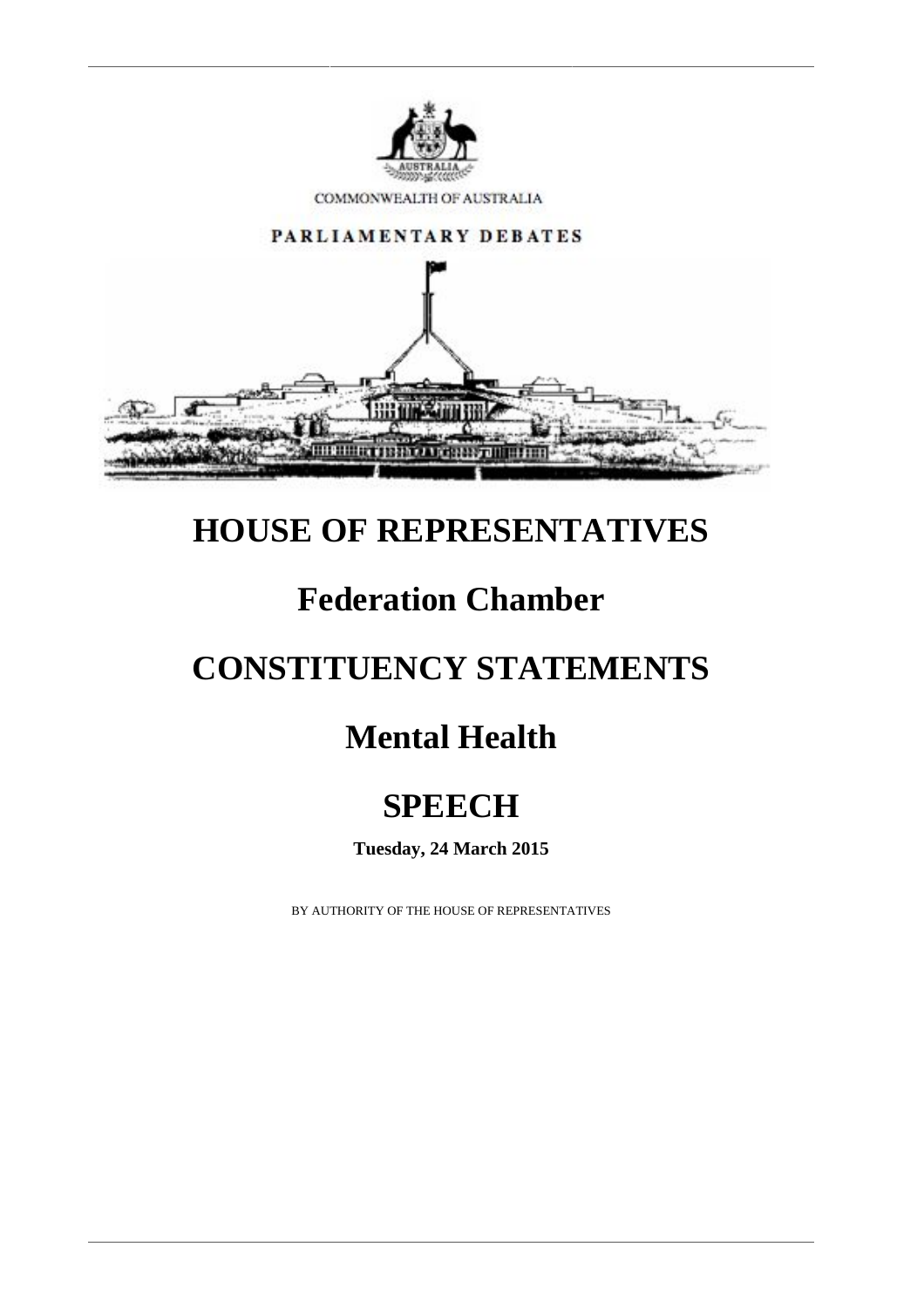COMMONWEALTH OF AUSTRALIA

PARLIAMENTARY DEBATES

# HOUSE OF REPRESENTATIVES

# Federation Chamber

# CONSTITUENCY STATEMENTS

# Mental Health

# SPEECH

**Tuesday, 24 March 2015**

BY AUTHORITY OF THE HOUSE OF REPRESENTATIVES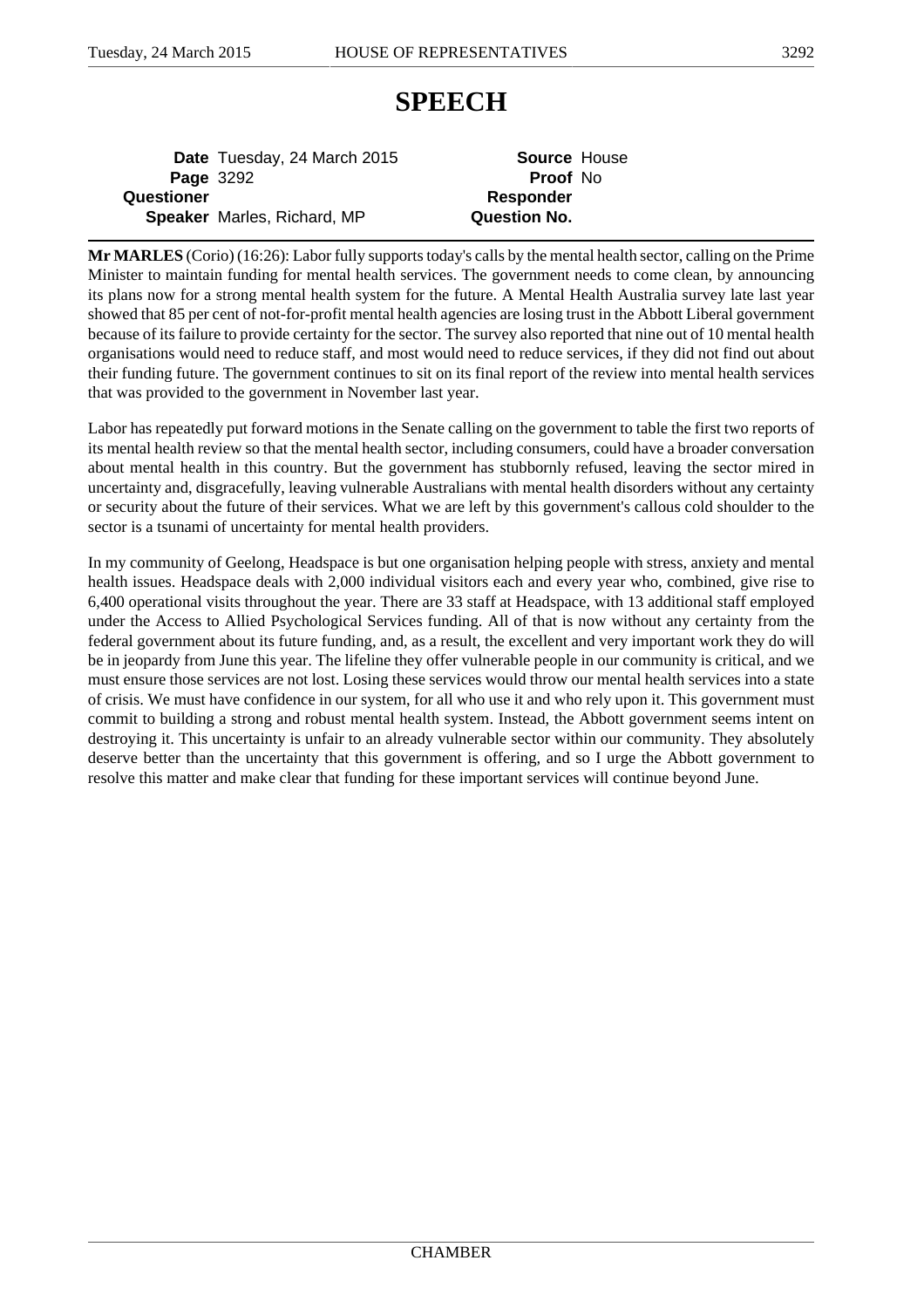# SPEECH

| | | | |
|---|---|---|---|
| **Date** | Tuesday, 24 March 2015 | **Source** | House |
| **Page** | 3292 | **Proof** | No |
| **Questioner** | | **Responder** | |
| **Speaker** | Marles, Richard, MP | **Question No.** | |

**Mr MARLES** (Corio) (16:26): Labor fully supports today's calls by the mental health sector, calling on the Prime Minister to maintain funding for mental health services. The government needs to come clean, by announcing its plans now for a strong mental health system for the future. A Mental Health Australia survey late last year showed that 85 per cent of not-for-profit mental health agencies are losing trust in the Abbott Liberal government because of its failure to provide certainty for the sector. The survey also reported that nine out of 10 mental health organisations would need to reduce staff, and most would need to reduce services, if they did not find out about their funding future. The government continues to sit on its final report of the review into mental health services that was provided to the government in November last year.

Labor has repeatedly put forward motions in the Senate calling on the government to table the first two reports of its mental health review so that the mental health sector, including consumers, could have a broader conversation about mental health in this country. But the government has stubbornly refused, leaving the sector mired in uncertainty and, disgracefully, leaving vulnerable Australians with mental health disorders without any certainty or security about the future of their services. What we are left by this government's callous cold shoulder to the sector is a tsunami of uncertainty for mental health providers.

In my community of Geelong, Headspace is but one organisation helping people with stress, anxiety and mental health issues. Headspace deals with 2,000 individual visitors each and every year who, combined, give rise to 6,400 operational visits throughout the year. There are 33 staff at Headspace, with 13 additional staff employed under the Access to Allied Psychological Services funding. All of that is now without any certainty from the federal government about its future funding, and, as a result, the excellent and very important work they do will be in jeopardy from June this year. The lifeline they offer vulnerable people in our community is critical, and we must ensure those services are not lost. Losing these services would throw our mental health services into a state of crisis. We must have confidence in our system, for all who use it and who rely upon it. This government must commit to building a strong and robust mental health system. Instead, the Abbott government seems intent on destroying it. This uncertainty is unfair to an already vulnerable sector within our community. They absolutely deserve better than the uncertainty that this government is offering, and so I urge the Abbott government to resolve this matter and make clear that funding for these important services will continue beyond June.